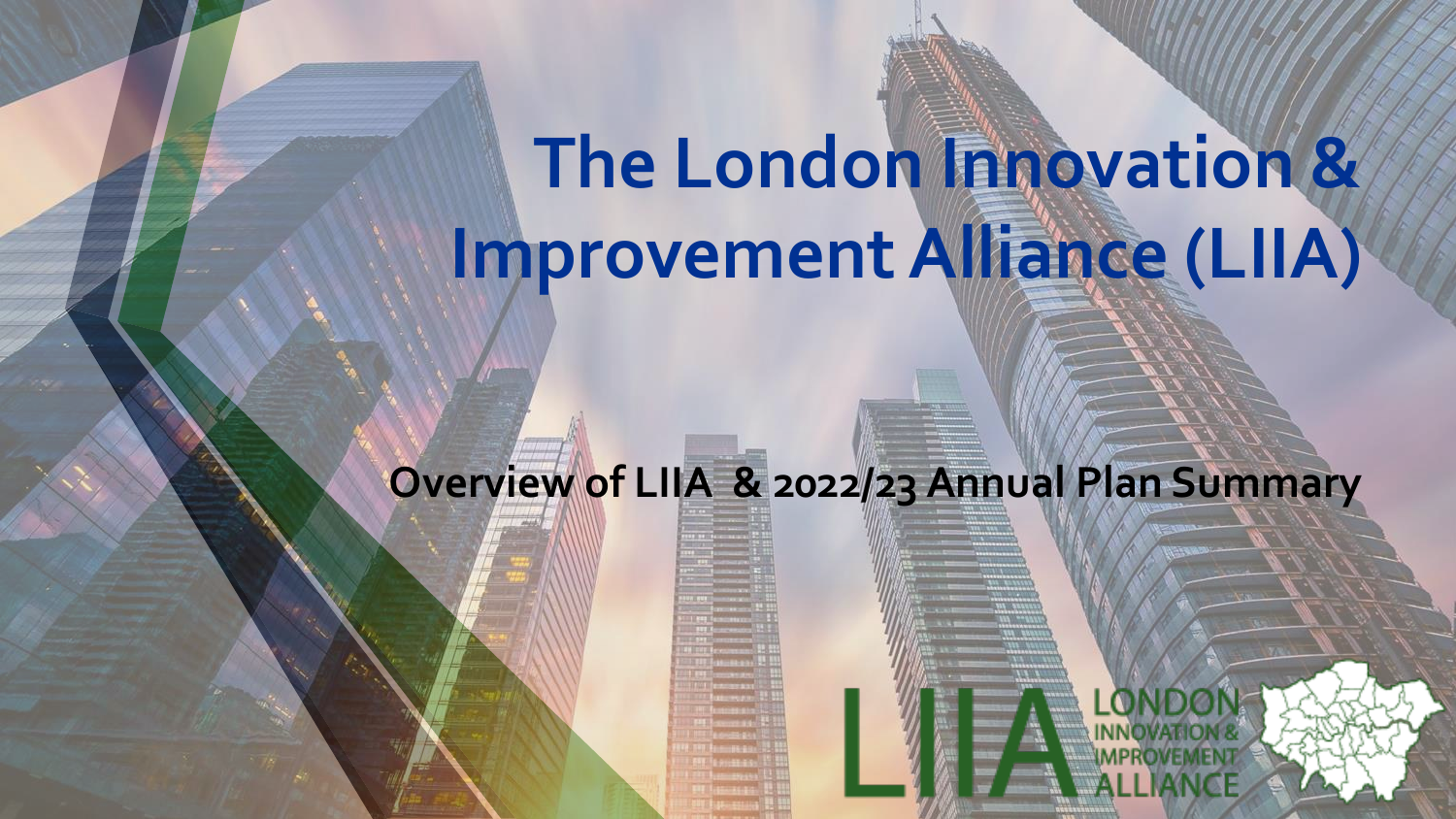# The London Innovation & Improvement Alliance (LIIA)

## Overview of LIIA & 2022/23 Annual Plan Summary

LIIA LONDON INNOVATION & IMPROVEMENT ALLIANCE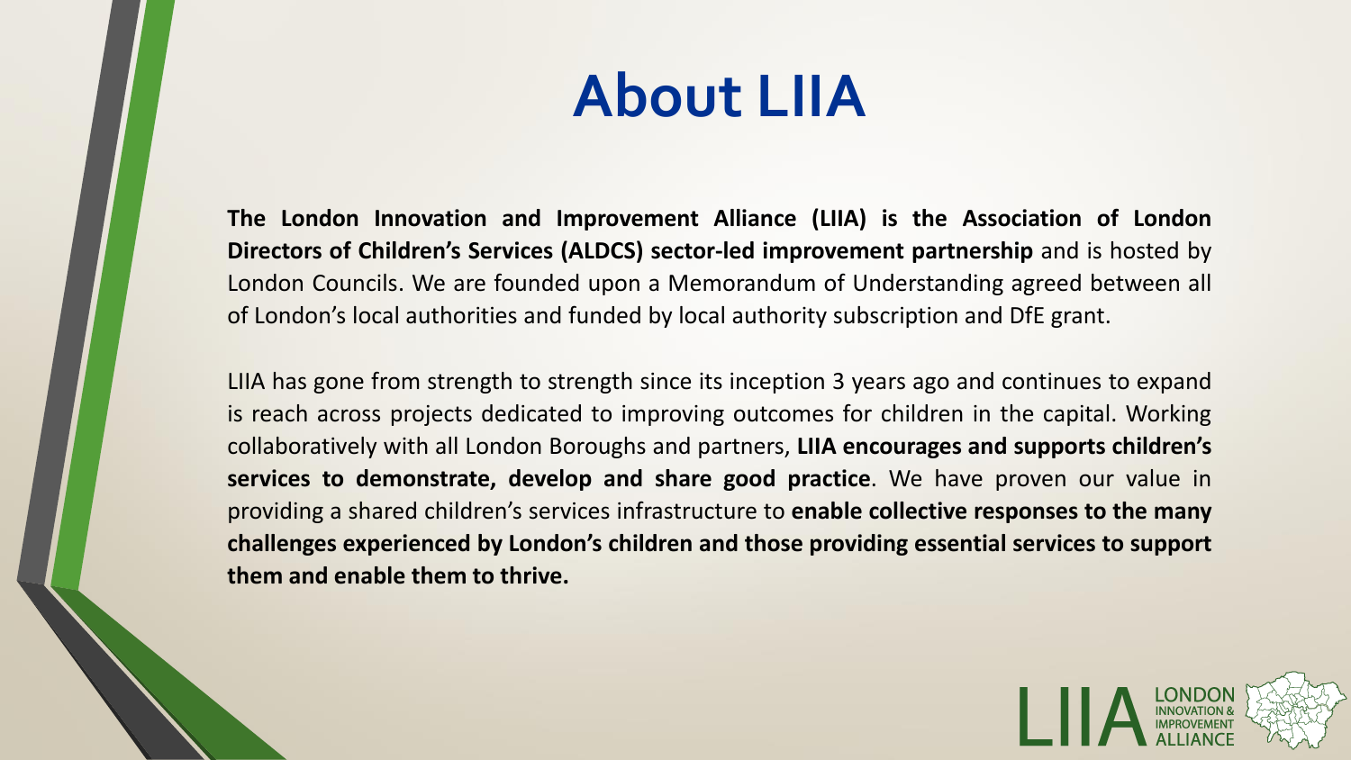# About LIIA

**The London Innovation and Improvement Alliance (LIIA) is the Association of London Directors of Children's Services (ALDCS) sector-led improvement partnership** and is hosted by London Councils. We are founded upon a Memorandum of Understanding agreed between all of London's local authorities and funded by local authority subscription and DfE grant.

LIIA has gone from strength to strength since its inception 3 years ago and continues to expand is reach across projects dedicated to improving outcomes for children in the capital. Working collaboratively with all London Boroughs and partners, **LIIA encourages and supports children's services to demonstrate, develop and share good practice**. We have proven our value in providing a shared children's services infrastructure to **enable collective responses to the many challenges experienced by London's children and those providing essential services to support them and enable them to thrive.**

LIIA LONDON INNOVATION & IMPROVEMENT ALLIANCE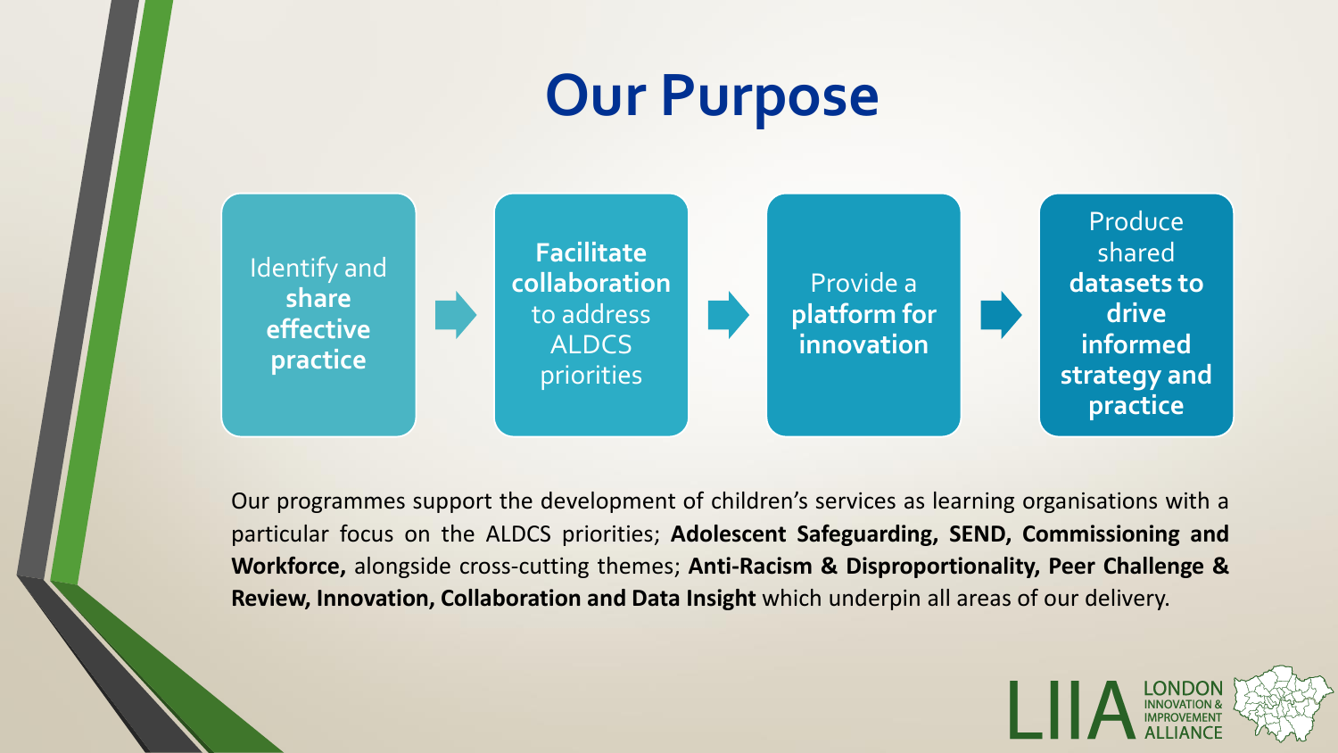# Our Purpose

Identify and **share effective practice**

**Facilitate collaboration** to address ALDCS priorities

Provide a **platform for innovation**

Produce shared **datasets to drive informed strategy and practice**

Our programmes support the development of children's services as learning organisations with a particular focus on the ALDCS priorities; **Adolescent Safeguarding, SEND, Commissioning and Workforce,** alongside cross-cutting themes; **Anti-Racism & Disproportionality, Peer Challenge & Review, Innovation, Collaboration and Data Insight** which underpin all areas of our delivery.

LIIA LONDON INNOVATION & IMPROVEMENT ALLIANCE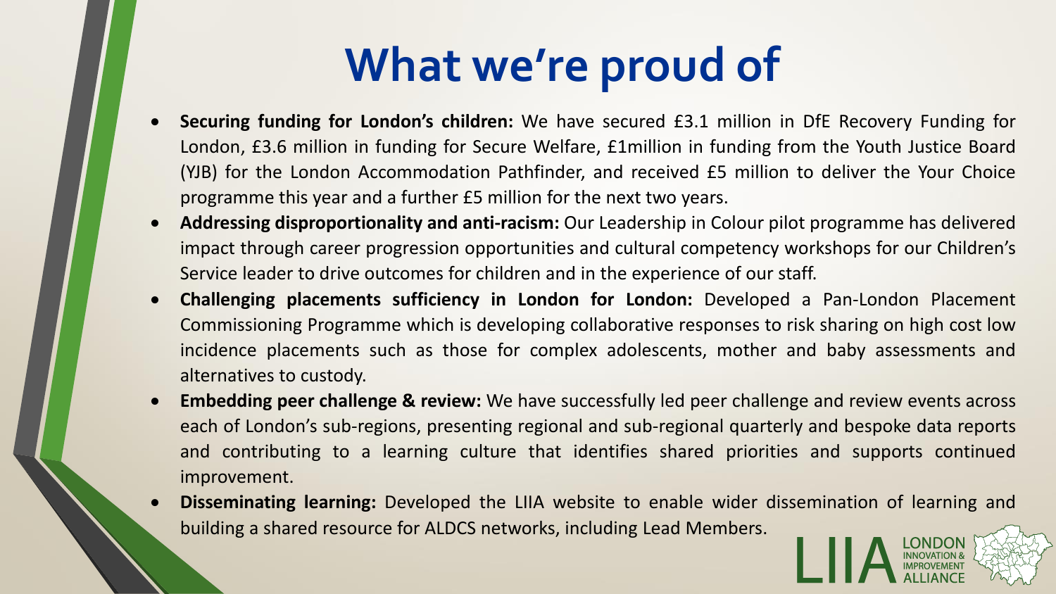# What we're proud of

- **Securing funding for London's children:** We have secured £3.1 million in DfE Recovery Funding for London, £3.6 million in funding for Secure Welfare, £1million in funding from the Youth Justice Board (YJB) for the London Accommodation Pathfinder, and received £5 million to deliver the Your Choice programme this year and a further £5 million for the next two years.
- **Addressing disproportionality and anti-racism:** Our Leadership in Colour pilot programme has delivered impact through career progression opportunities and cultural competency workshops for our Children's Service leader to drive outcomes for children and in the experience of our staff.
- **Challenging placements sufficiency in London for London:** Developed a Pan-London Placement Commissioning Programme which is developing collaborative responses to risk sharing on high cost low incidence placements such as those for complex adolescents, mother and baby assessments and alternatives to custody.
- **Embedding peer challenge & review:** We have successfully led peer challenge and review events across each of London's sub-regions, presenting regional and sub-regional quarterly and bespoke data reports and contributing to a learning culture that identifies shared priorities and supports continued improvement.
- **Disseminating learning:** Developed the LIIA website to enable wider dissemination of learning and building a shared resource for ALDCS networks, including Lead Members.

LIIA LONDON INNOVATION & IMPROVEMENT ALLIANCE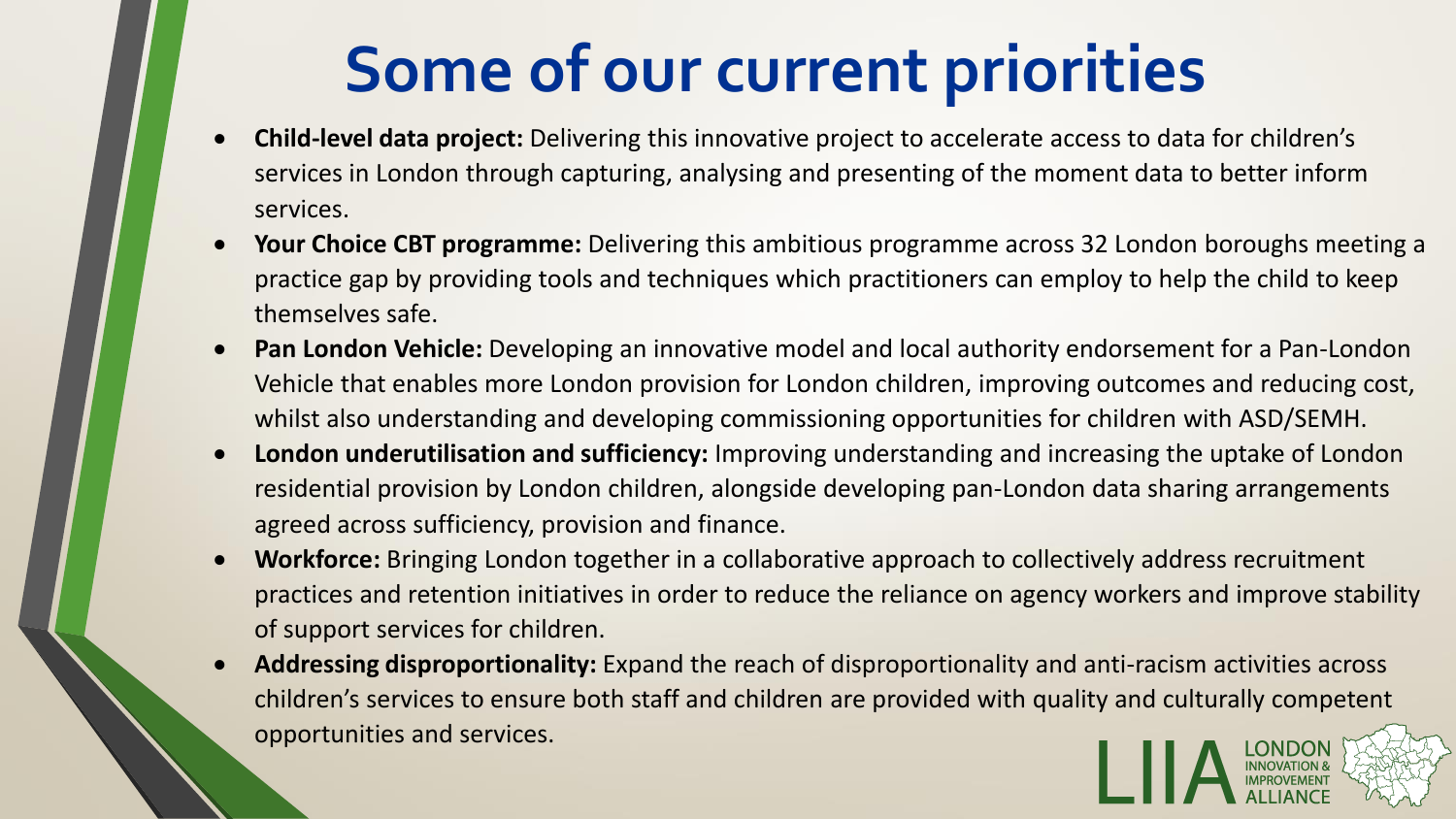# Some of our current priorities

- **Child-level data project:** Delivering this innovative project to accelerate access to data for children's services in London through capturing, analysing and presenting of the moment data to better inform services.
- **Your Choice CBT programme:** Delivering this ambitious programme across 32 London boroughs meeting a practice gap by providing tools and techniques which practitioners can employ to help the child to keep themselves safe.
- **Pan London Vehicle:** Developing an innovative model and local authority endorsement for a Pan-London Vehicle that enables more London provision for London children, improving outcomes and reducing cost, whilst also understanding and developing commissioning opportunities for children with ASD/SEMH.
- **London underutilisation and sufficiency:** Improving understanding and increasing the uptake of London residential provision by London children, alongside developing pan-London data sharing arrangements agreed across sufficiency, provision and finance.
- **Workforce:** Bringing London together in a collaborative approach to collectively address recruitment practices and retention initiatives in order to reduce the reliance on agency workers and improve stability of support services for children.
- **Addressing disproportionality:** Expand the reach of disproportionality and anti-racism activities across children's services to ensure both staff and children are provided with quality and culturally competent opportunities and services.

LIIA LONDON INNOVATION & IMPROVEMENT ALLIANCE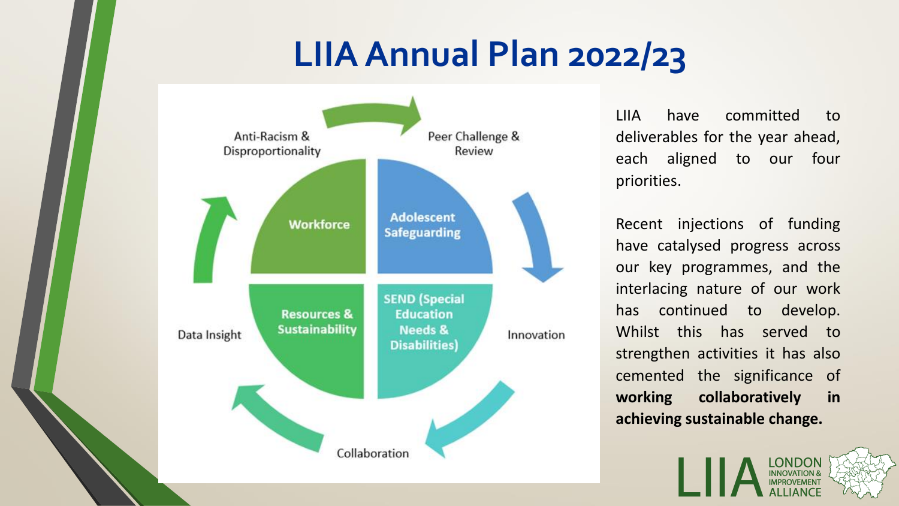# LIIA Annual Plan 2022/23

Anti-Racism & Disproportionality

Peer Challenge & Review

Workforce

Adolescent Safeguarding

Resources & Sustainability

SEND (Special Education Needs & Disabilities)

Data Insight

Innovation

Collaboration

LIIA have committed to deliverables for the year ahead, each aligned to our four priorities.

Recent injections of funding have catalysed progress across our key programmes, and the interlacing nature of our work has continued to develop. Whilst this has served to strengthen activities it has also cemented the significance of **working collaboratively in achieving sustainable change.**

LIIA LONDON INNOVATION & IMPROVEMENT ALLIANCE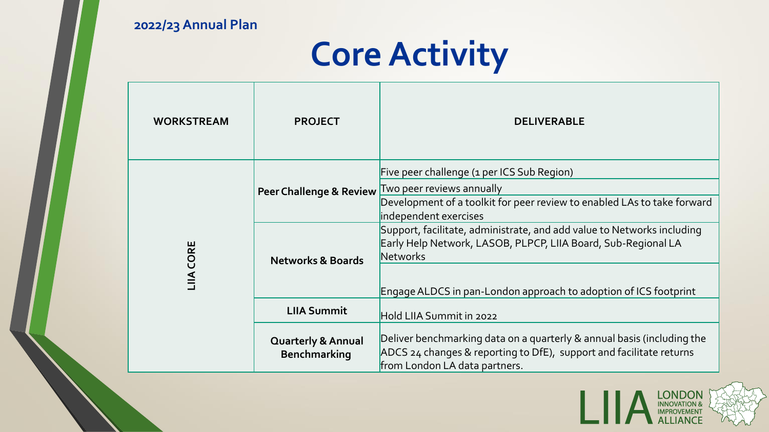**2022/23 Annual Plan**

# Core Activity

| WORKSTREAM | PROJECT | DELIVERABLE |
|---|---|---|
| LIIA CORE | Peer Challenge & Review | Five peer challenge (1 per ICS Sub Region) |
| | | Two peer reviews annually |
| | | Development of a toolkit for peer review to enabled LAs to take forward independent exercises |
| | Networks & Boards | Support, facilitate, administrate, and add value to Networks including Early Help Network, LASOB, PLPCP, LIIA Board, Sub-Regional LA Networks |
| | | Engage ALDCS in pan-London approach to adoption of ICS footprint |
| | LIIA Summit | Hold LIIA Summit in 2022 |
| | Quarterly & Annual Benchmarking | Deliver benchmarking data on a quarterly & annual basis (including the ADCS 24 changes & reporting to DfE), support and facilitate returns from London LA data partners. |

LIIA LONDON INNOVATION & IMPROVEMENT ALLIANCE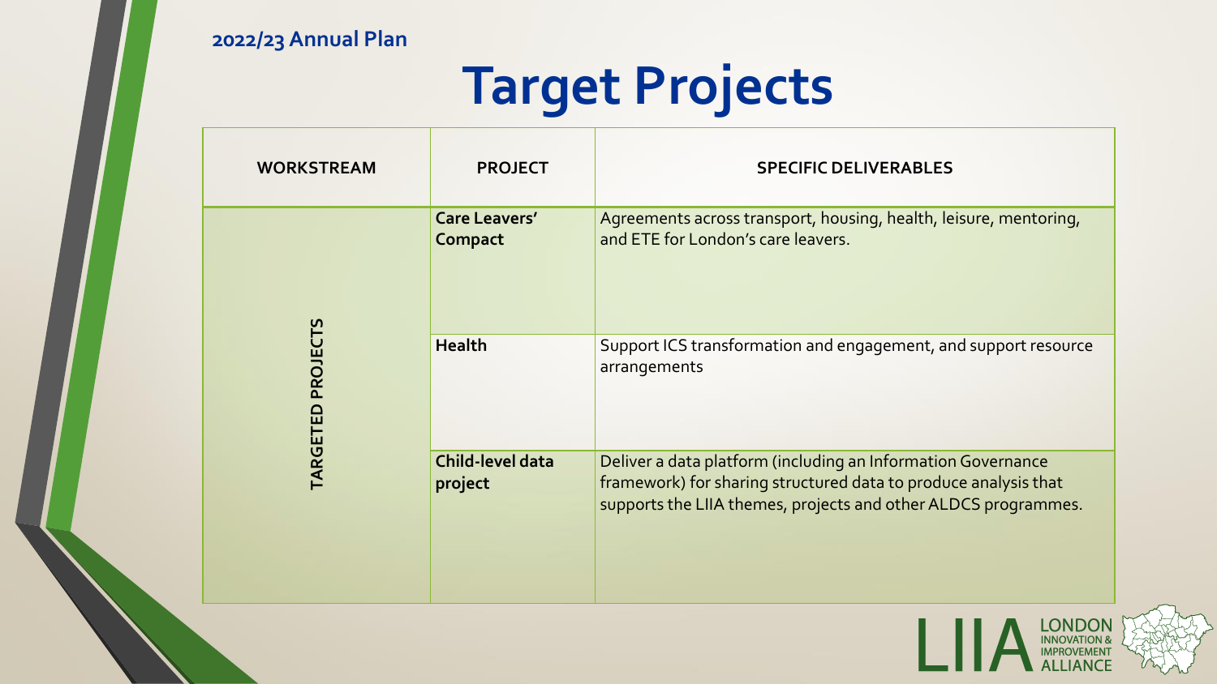2022/23 Annual Plan

# Target Projects

| WORKSTREAM | PROJECT | SPECIFIC DELIVERABLES |
|---|---|---|
| TARGETED PROJECTS | **Care Leavers' Compact** | Agreements across transport, housing, health, leisure, mentoring, and ETE for London's care leavers. |
| | **Health** | Support ICS transformation and engagement, and support resource arrangements |
| | **Child-level data project** | Deliver a data platform (including an Information Governance framework) for sharing structured data to produce analysis that supports the LIIA themes, projects and other ALDCS programmes. |

LIIA LONDON INNOVATION & IMPROVEMENT ALLIANCE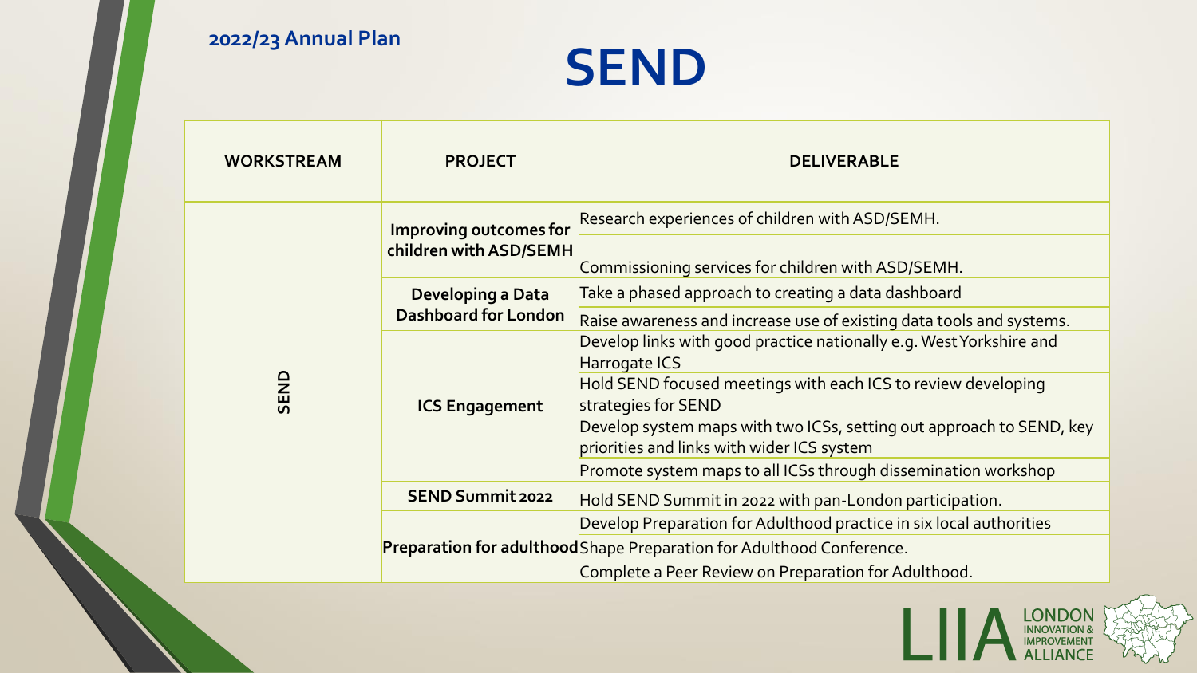2022/23 Annual Plan

# SEND

| WORKSTREAM | PROJECT | DELIVERABLE |
|---|---|---|
| SEND | Improving outcomes for children with ASD/SEMH | Research experiences of children with ASD/SEMH. |
| | | Commissioning services for children with ASD/SEMH. |
| | Developing a Data Dashboard for London | Take a phased approach to creating a data dashboard |
| | | Raise awareness and increase use of existing data tools and systems. |
| | ICS Engagement | Develop links with good practice nationally e.g. West Yorkshire and Harrogate ICS |
| | | Hold SEND focused meetings with each ICS to review developing strategies for SEND |
| | | Develop system maps with two ICSs, setting out approach to SEND, key priorities and links with wider ICS system |
| | | Promote system maps to all ICSs through dissemination workshop |
| | SEND Summit 2022 | Hold SEND Summit in 2022 with pan-London participation. |
| | Preparation for adulthood | Develop Preparation for Adulthood practice in six local authorities |
| | | Shape Preparation for Adulthood Conference. |
| | | Complete a Peer Review on Preparation for Adulthood. |

LIIA LONDON INNOVATION & IMPROVEMENT ALLIANCE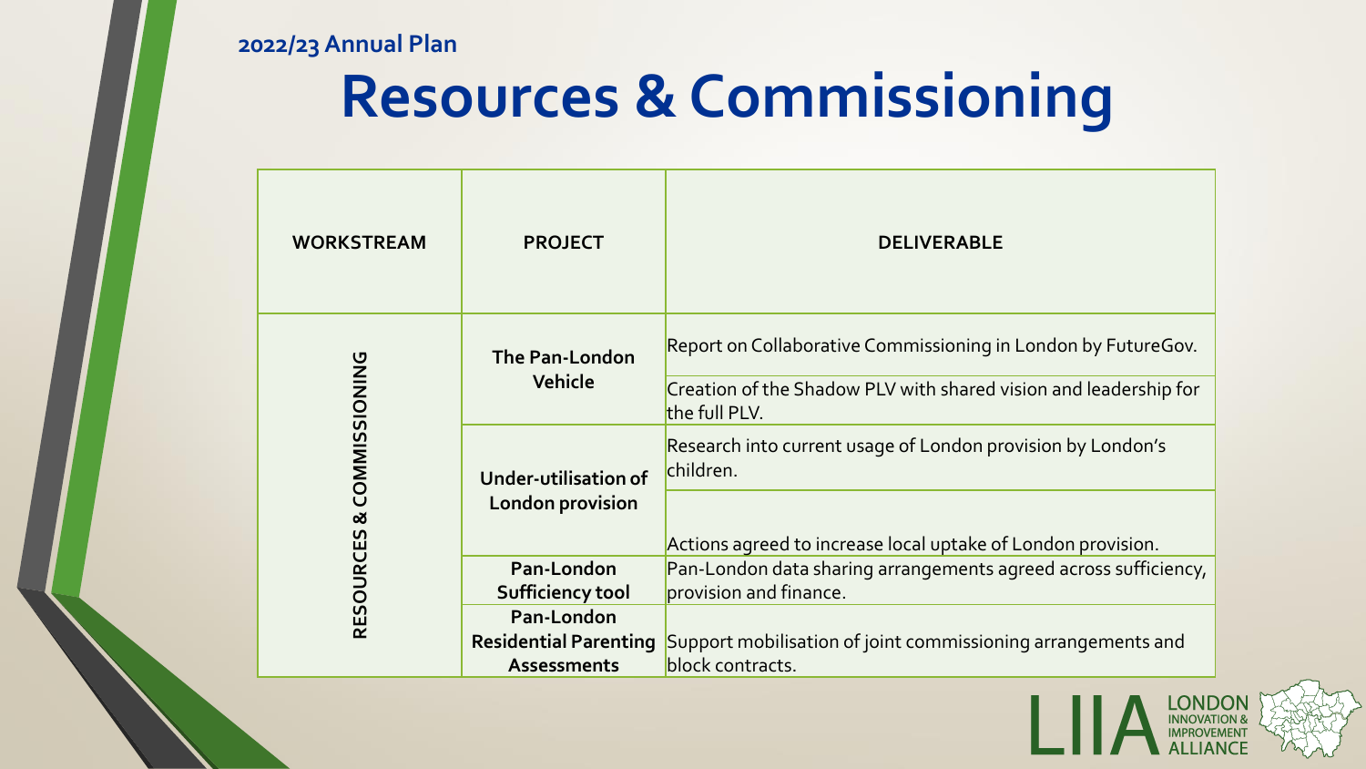2022/23 Annual Plan

# Resources & Commissioning

| WORKSTREAM | PROJECT | DELIVERABLE |
|---|---|---|
| RESOURCES & COMMISSIONING | The Pan-London Vehicle | Report on Collaborative Commissioning in London by FutureGov. |
| | | Creation of the Shadow PLV with shared vision and leadership for the full PLV. |
| | Under-utilisation of London provision | Research into current usage of London provision by London's children. |
| | | Actions agreed to increase local uptake of London provision. |
| | Pan-London Sufficiency tool | Pan-London data sharing arrangements agreed across sufficiency, provision and finance. |
| | Pan-London Residential Parenting Assessments | Support mobilisation of joint commissioning arrangements and block contracts. |

LIIA LONDON INNOVATION & IMPROVEMENT ALLIANCE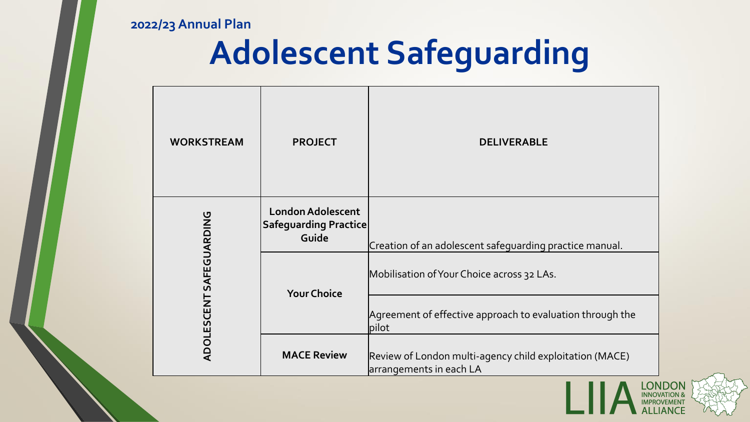2022/23 Annual Plan

# Adolescent Safeguarding

| WORKSTREAM | PROJECT | DELIVERABLE |
| --- | --- | --- |
| ADOLESCENT SAFEGUARDING | **London Adolescent Safeguarding Practice Guide** | Creation of an adolescent safeguarding practice manual. |
| | **Your Choice** | Mobilisation of Your Choice across 32 LAs. |
| | | Agreement of effective approach to evaluation through the pilot |
| | **MACE Review** | Review of London multi-agency child exploitation (MACE) arrangements in each LA |

LIIA LONDON INNOVATION & IMPROVEMENT ALLIANCE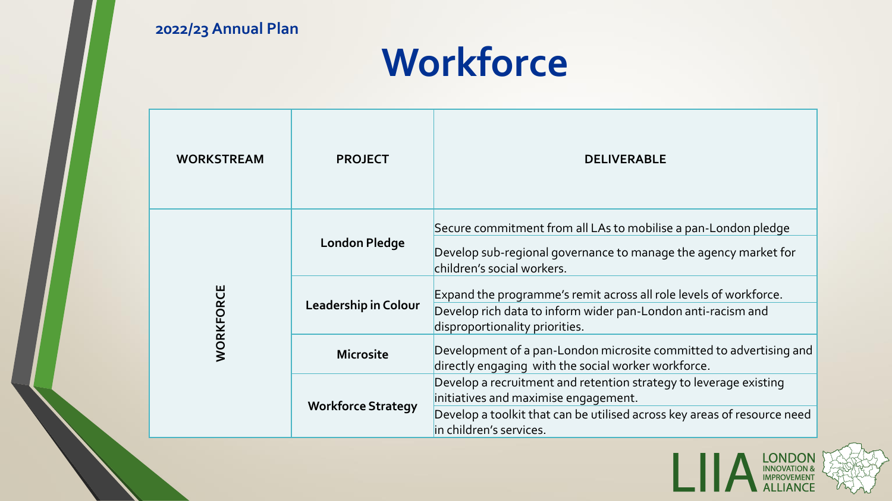2022/23 Annual Plan

# Workforce

| WORKSTREAM | PROJECT | DELIVERABLE |
|---|---|---|
| WORKFORCE | London Pledge | Secure commitment from all LAs to mobilise a pan-London pledge |
| | | Develop sub-regional governance to manage the agency market for children's social workers. |
| | Leadership in Colour | Expand the programme's remit across all role levels of workforce. |
| | | Develop rich data to inform wider pan-London anti-racism and disproportionality priorities. |
| | Microsite | Development of a pan-London microsite committed to advertising and directly engaging with the social worker workforce. |
| | Workforce Strategy | Develop a recruitment and retention strategy to leverage existing initiatives and maximise engagement. |
| | | Develop a toolkit that can be utilised across key areas of resource need in children's services. |

LIIA LONDON INNOVATION & IMPROVEMENT ALLIANCE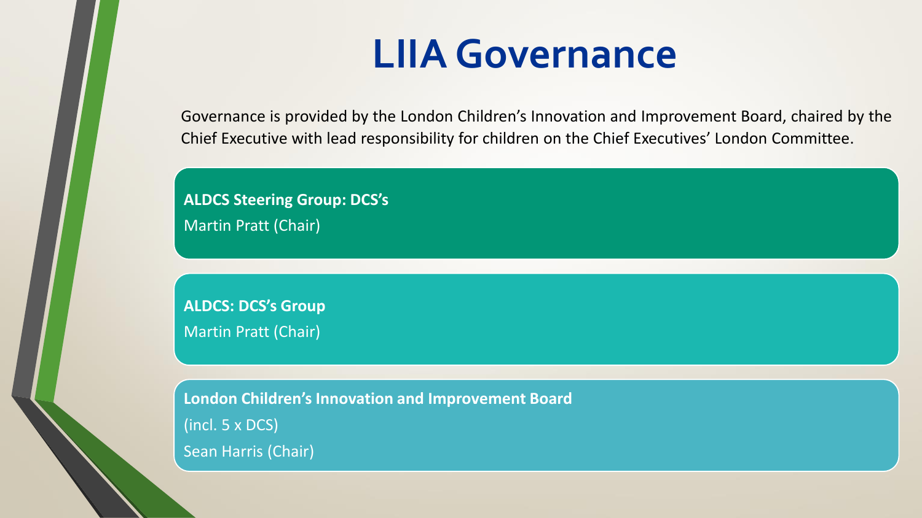# LIIA Governance

Governance is provided by the London Children's Innovation and Improvement Board, chaired by the Chief Executive with lead responsibility for children on the Chief Executives' London Committee.

**ALDCS Steering Group: DCS's**

Martin Pratt (Chair)

**ALDCS: DCS's Group**

Martin Pratt (Chair)

**London Children's Innovation and Improvement Board**

(incl. 5 x DCS)

Sean Harris (Chair)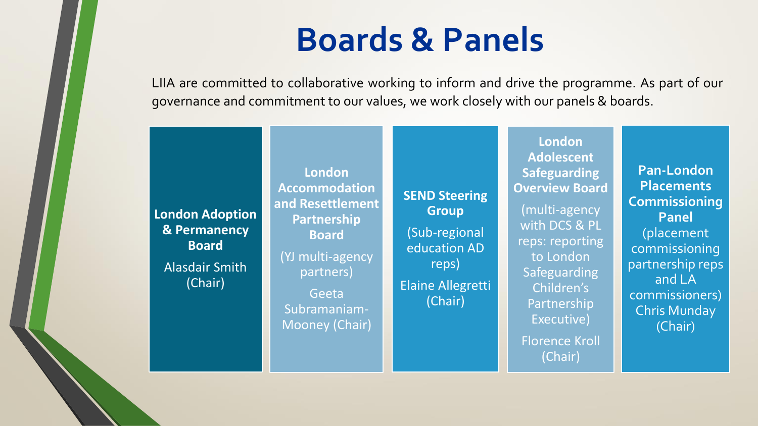# Boards & Panels

LIIA are committed to collaborative working to inform and drive the programme. As part of our governance and commitment to our values, we work closely with our panels & boards.

**London Adoption & Permanency Board**
Alasdair Smith (Chair)

**London Accommodation and Resettlement Partnership Board**
(YJ multi-agency partners)
Geeta Subramaniam-Mooney (Chair)

**SEND Steering Group**
(Sub-regional education AD reps)
Elaine Allegretti (Chair)

**London Adolescent Safeguarding Overview Board**
(multi-agency with DCS & PL reps: reporting to London Safeguarding Children's Partnership Executive)
Florence Kroll (Chair)

**Pan-London Placements Commissioning Panel**
(placement commissioning partnership reps and LA commissioners)
Chris Munday (Chair)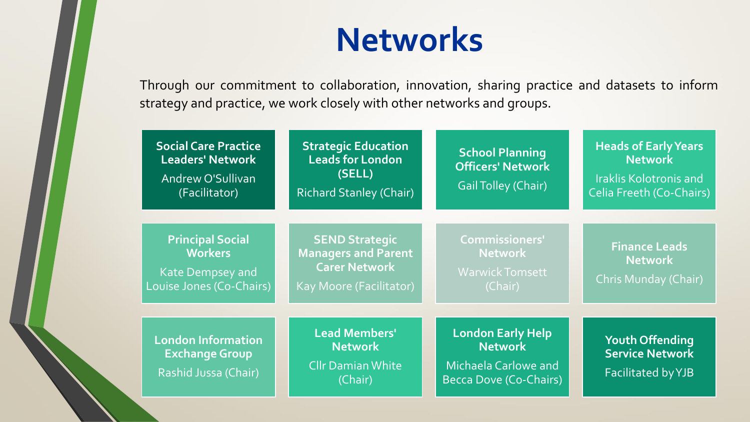# Networks

Through our commitment to collaboration, innovation, sharing practice and datasets to inform strategy and practice, we work closely with other networks and groups.

| | | | |
|---|---|---|---|
| **Social Care Practice Leaders' Network**<br>Andrew O'Sullivan (Facilitator) | **Strategic Education Leads for London (SELL)**<br>Richard Stanley (Chair) | **School Planning Officers' Network**<br>Gail Tolley (Chair) | **Heads of Early Years Network**<br>Iraklis Kolotronis and Celia Freeth (Co-Chairs) |
| **Principal Social Workers**<br>Kate Dempsey and Louise Jones (Co-Chairs) | **SEND Strategic Managers and Parent Carer Network**<br>Kay Moore (Facilitator) | **Commissioners' Network**<br>Warwick Tomsett (Chair) | **Finance Leads Network**<br>Chris Munday (Chair) |
| **London Information Exchange Group**<br>Rashid Jussa (Chair) | **Lead Members' Network**<br>Cllr Damian White (Chair) | **London Early Help Network**<br>Michaela Carlowe and Becca Dove (Co-Chairs) | **Youth Offending Service Network**<br>Facilitated by YJB |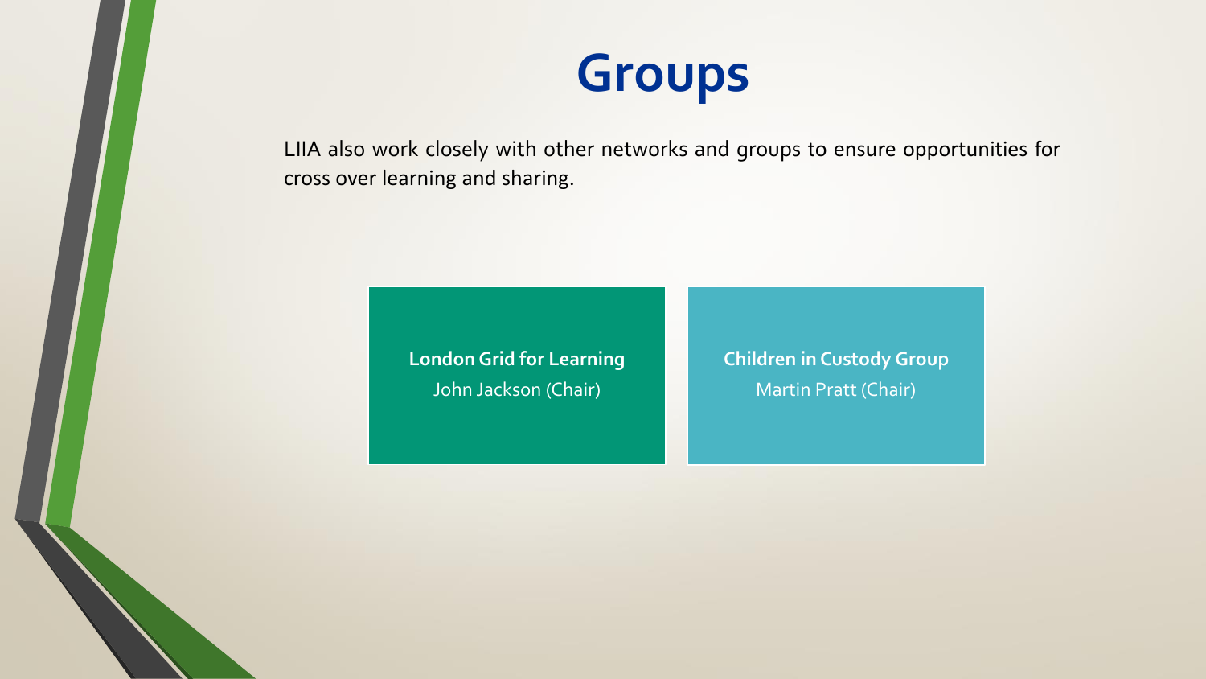# Groups

LIIA also work closely with other networks and groups to ensure opportunities for cross over learning and sharing.

**London Grid for Learning**
John Jackson (Chair)

**Children in Custody Group**
Martin Pratt (Chair)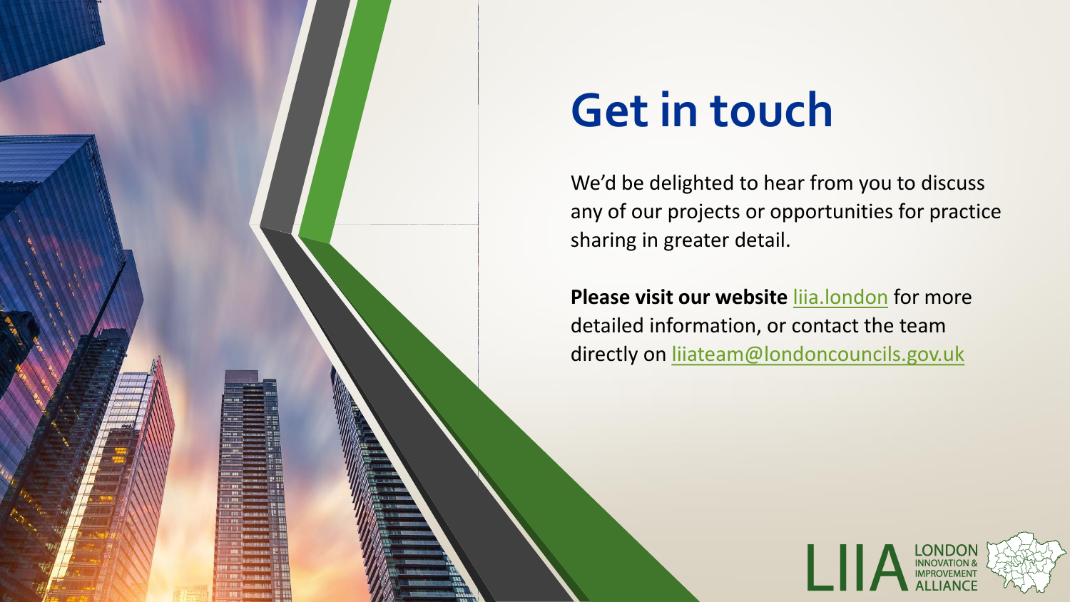# Get in touch

We'd be delighted to hear from you to discuss any of our projects or opportunities for practice sharing in greater detail.

**Please visit our website** liia.london for more detailed information, or contact the team directly on liiateam@londoncouncils.gov.uk

LIIA LONDON INNOVATION & IMPROVEMENT ALLIANCE